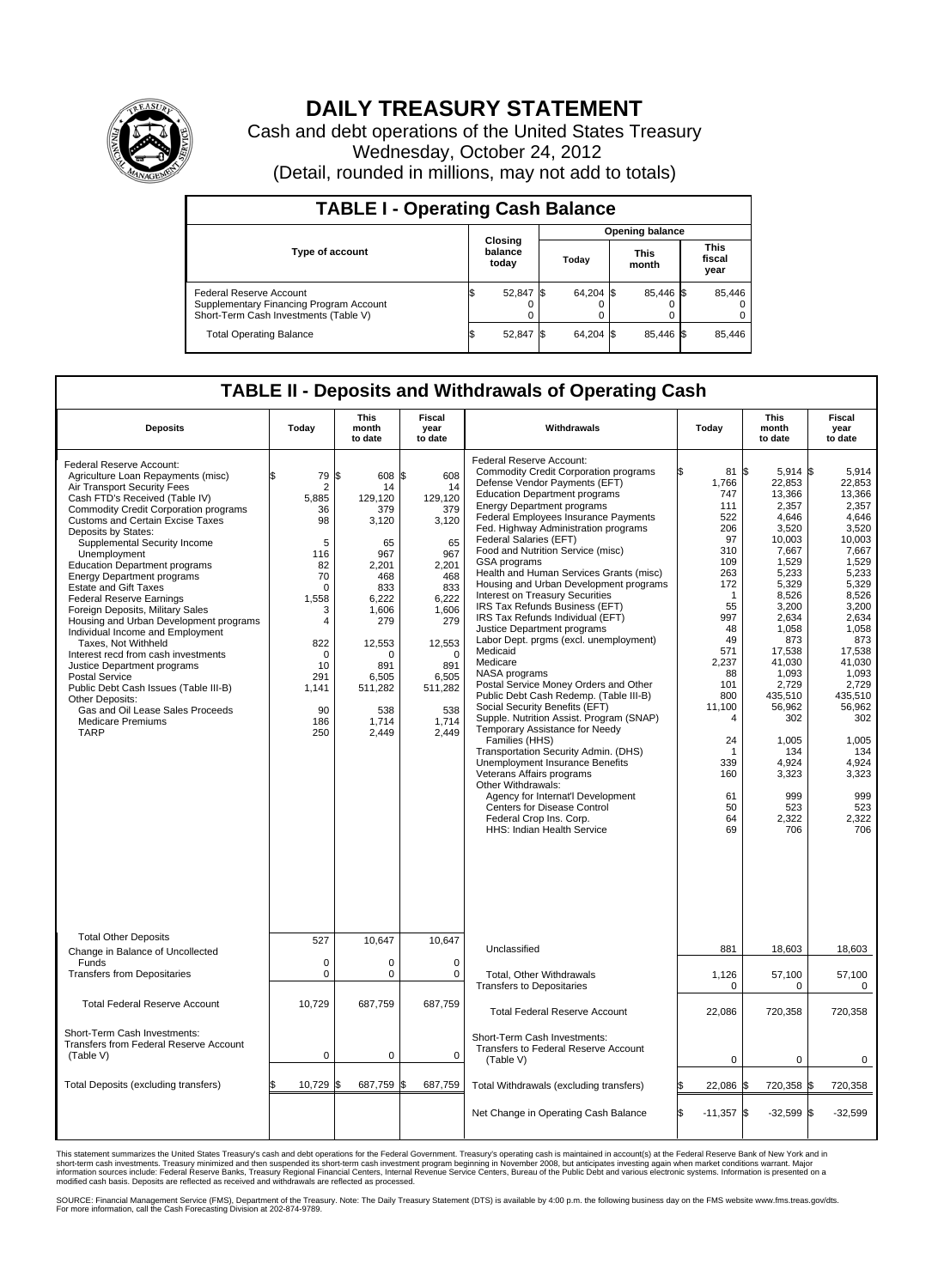# DAILY TREASURY STATEMENT

Cash and debt operations of the United States Treasury

Wednesday, October 24, 2012

(Detail, rounded in millions, may not add to totals)

## TABLE I - Operating Cash Balance

| Type of account | Closing balance today | Opening balance Today | Opening balance This month | Opening balance This fiscal year |
|---|---|---|---|---|
| Federal Reserve Account | $ 52,847 | $ 64,204 | $ 85,446 | $ 85,446 |
| Supplementary Financing Program Account | 0 | 0 | 0 | 0 |
| Short-Term Cash Investments (Table V) | 0 | 0 | 0 | 0 |
| Total Operating Balance | $ 52,847 | $ 64,204 | $ 85,446 | $ 85,446 |

## TABLE II - Deposits and Withdrawals of Operating Cash

| Deposits | Today | This month to date | Fiscal year to date | Withdrawals | Today | This month to date | Fiscal year to date |
|---|---|---|---|---|---|---|---|
| Federal Reserve Account: | | | | Federal Reserve Account: | | | |
| Agriculture Loan Repayments (misc) | $ 79 | $ 608 | $ 608 | Commodity Credit Corporation programs | $ 81 | $ 5,914 | $ 5,914 |
| Air Transport Security Fees | 2 | 14 | 14 | Defense Vendor Payments (EFT) | 1,766 | 22,853 | 22,853 |
| Cash FTD's Received (Table IV) | 5,885 | 129,120 | 129,120 | Education Department programs | 747 | 13,366 | 13,366 |
| Commodity Credit Corporation programs | 36 | 379 | 379 | Energy Department programs | 111 | 2,357 | 2,357 |
| Customs and Certain Excise Taxes | 98 | 3,120 | 3,120 | Federal Employees Insurance Payments | 522 | 4,646 | 4,646 |
| Deposits by States: | | | | Fed. Highway Administration programs | 206 | 3,520 | 3,520 |
| Supplemental Security Income | 5 | 65 | 65 | Federal Salaries (EFT) | 97 | 10,003 | 10,003 |
| Unemployment | 116 | 967 | 967 | Food and Nutrition Service (misc) | 310 | 7,667 | 7,667 |
| Education Department programs | 82 | 2,201 | 2,201 | GSA programs | 109 | 1,529 | 1,529 |
| Energy Department programs | 70 | 468 | 468 | Health and Human Services Grants (misc) | 263 | 5,233 | 5,233 |
| Estate and Gift Taxes | 0 | 833 | 833 | Housing and Urban Development programs | 172 | 5,329 | 5,329 |
| Federal Reserve Earnings | 1,558 | 6,222 | 6,222 | Interest on Treasury Securities | 1 | 8,526 | 8,526 |
| Foreign Deposits, Military Sales | 3 | 1,606 | 1,606 | IRS Tax Refunds Business (EFT) | 55 | 3,200 | 3,200 |
| Housing and Urban Development programs | 4 | 279 | 279 | IRS Tax Refunds Individual (EFT) | 997 | 2,634 | 2,634 |
| Individual Income and Employment | | | | Justice Department programs | 48 | 1,058 | 1,058 |
| Taxes, Not Withheld | 822 | 12,553 | 12,553 | Labor Dept. prgms (excl. unemployment) | 49 | 873 | 873 |
| Interest recd from cash investments | 0 | 0 | 0 | Medicaid | 571 | 17,538 | 17,538 |
| Justice Department programs | 10 | 891 | 891 | Medicare | 2,237 | 41,030 | 41,030 |
| Postal Service | 291 | 6,505 | 6,505 | NASA programs | 88 | 1,093 | 1,093 |
| Public Debt Cash Issues (Table III-B) | 1,141 | 511,282 | 511,282 | Postal Service Money Orders and Other | 101 | 2,729 | 2,729 |
| Other Deposits: | | | | Public Debt Cash Redemp. (Table III-B) | 800 | 435,510 | 435,510 |
| Gas and Oil Lease Sales Proceeds | 90 | 538 | 538 | Social Security Benefits (EFT) | 11,100 | 56,962 | 56,962 |
| Medicare Premiums | 186 | 1,714 | 1,714 | Supple. Nutrition Assist. Program (SNAP) | 4 | 302 | 302 |
| TARP | 250 | 2,449 | 2,449 | Temporary Assistance for Needy | | | |
| | | | | Families (HHS) | 24 | 1,005 | 1,005 |
| | | | | Transportation Security Admin. (DHS) | 1 | 134 | 134 |
| | | | | Unemployment Insurance Benefits | 339 | 4,924 | 4,924 |
| | | | | Veterans Affairs programs | 160 | 3,323 | 3,323 |
| | | | | Other Withdrawals: | | | |
| | | | | Agency for Internat'l Development | 61 | 999 | 999 |
| | | | | Centers for Disease Control | 50 | 523 | 523 |
| | | | | Federal Crop Ins. Corp. | 64 | 2,322 | 2,322 |
| | | | | HHS: Indian Health Service | 69 | 706 | 706 |
| Total Other Deposits | 527 | 10,647 | 10,647 | Unclassified | 881 | 18,603 | 18,603 |
| Change in Balance of Uncollected Funds | 0 | 0 | 0 | | | | |
| Transfers from Depositaries | 0 | 0 | 0 | Total, Other Withdrawals | 1,126 | 57,100 | 57,100 |
| | | | | Transfers to Depositaries | 0 | 0 | 0 |
| Total Federal Reserve Account | 10,729 | 687,759 | 687,759 | Total Federal Reserve Account | 22,086 | 720,358 | 720,358 |
| Short-Term Cash Investments: Transfers from Federal Reserve Account (Table V) | 0 | 0 | 0 | Short-Term Cash Investments: Transfers to Federal Reserve Account (Table V) | 0 | 0 | 0 |
| Total Deposits (excluding transfers) | $ 10,729 | $ 687,759 | $ 687,759 | Total Withdrawals (excluding transfers) | $ 22,086 | $ 720,358 | $ 720,358 |
| | | | | Net Change in Operating Cash Balance | $ -11,357 | $ -32,599 | $ -32,599 |

This statement summarizes the United States Treasury's cash and debt operations for the Federal Government. Treasury's operating cash is maintained in account(s) at the Federal Reserve Bank of New York and in short-term cash investments. Treasury minimized and then suspended its short-term cash investment program beginning in November 2008, but anticipates investing again when market conditions warrant. Major information sources include: Federal Reserve Banks, Treasury Regional Financial Centers, Internal Revenue Service Centers, Bureau of the Public Debt and various electronic systems. Information is presented on a modified cash basis. Deposits are reflected as received and withdrawals are reflected as processed.

SOURCE: Financial Management Service (FMS), Department of the Treasury. Note: The Daily Treasury Statement (DTS) is available by 4:00 p.m. the following business day on the FMS website www.fms.treas.gov/dts. For more information, call the Cash Forecasting Division at 202-874-9789.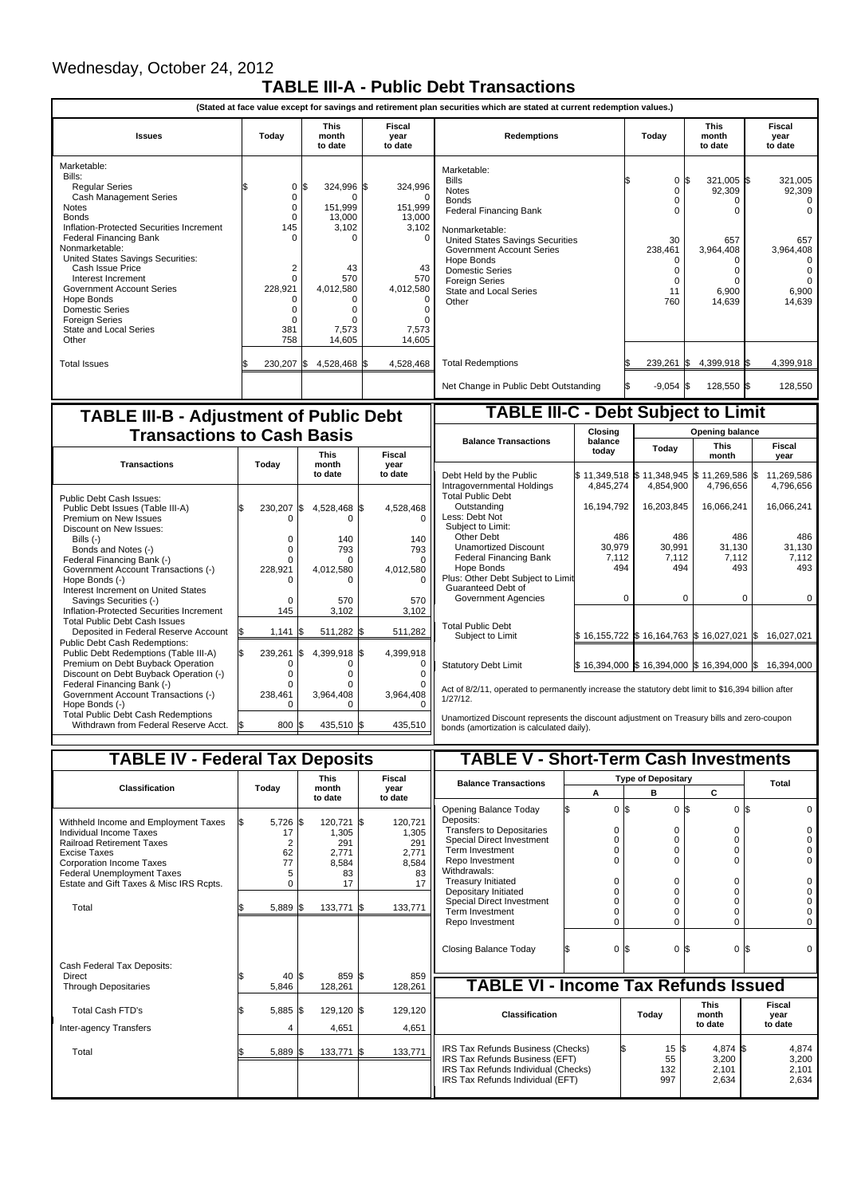Wednesday, October 24, 2012

# TABLE III-A - Public Debt Transactions

(Stated at face value except for savings and retirement plan securities which are stated at current redemption values.)

| Issues | Today | This month to date | Fiscal year to date |
|---|---|---|---|
| Marketable: | | | |
| Bills: | | | |
| Regular Series | $ 0 | $ 324,996 | $ 324,996 |
| Cash Management Series | 0 | 0 | 0 |
| Notes | 0 | 151,999 | 151,999 |
| Bonds | 0 | 13,000 | 13,000 |
| Inflation-Protected Securities Increment | 145 | 3,102 | 3,102 |
| Federal Financing Bank | 0 | 0 | 0 |
| Nonmarketable: | | | |
| United States Savings Securities: | | | |
| Cash Issue Price | 2 | 43 | 43 |
| Interest Increment | 0 | 570 | 570 |
| Government Account Series | 228,921 | 4,012,580 | 4,012,580 |
| Hope Bonds | 0 | 0 | 0 |
| Domestic Series | 0 | 0 | 0 |
| Foreign Series | 0 | 0 | 0 |
| State and Local Series | 381 | 7,573 | 7,573 |
| Other | 758 | 14,605 | 14,605 |
| Total Issues | $ 230,207 | $ 4,528,468 | $ 4,528,468 |

| Redemptions | Today | This month to date | Fiscal year to date |
|---|---|---|---|
| Marketable: | | | |
| Bills | $ 0 | $ 321,005 | $ 321,005 |
| Notes | 0 | 92,309 | 92,309 |
| Bonds | 0 | 0 | 0 |
| Federal Financing Bank | 0 | 0 | 0 |
| Nonmarketable: | | | |
| United States Savings Securities | 30 | 657 | 657 |
| Government Account Series | 238,461 | 3,964,408 | 3,964,408 |
| Hope Bonds | 0 | 0 | 0 |
| Domestic Series | 0 | 0 | 0 |
| Foreign Series | 0 | 0 | 0 |
| State and Local Series | 11 | 6,900 | 6,900 |
| Other | 760 | 14,639 | 14,639 |
| Total Redemptions | $ 239,261 | $ 4,399,918 | $ 4,399,918 |
| Net Change in Public Debt Outstanding | $ -9,054 | $ 128,550 | $ 128,550 |

# TABLE III-B - Adjustment of Public Debt Transactions to Cash Basis

| Transactions | Today | This month to date | Fiscal year to date |
|---|---|---|---|
| Public Debt Cash Issues: | | | |
| Public Debt Issues (Table III-A) | $ 230,207 | $ 4,528,468 | $ 4,528,468 |
| Premium on New Issues | 0 | 0 | 0 |
| Discount on New Issues: | | | |
| Bills (-) | 0 | 140 | 140 |
| Bonds and Notes (-) | 0 | 793 | 793 |
| Federal Financing Bank (-) | 0 | 0 | 0 |
| Government Account Transactions (-) | 228,921 | 4,012,580 | 4,012,580 |
| Hope Bonds (-) | 0 | 0 | 0 |
| Interest Increment on United States Savings Securities (-) | 0 | 570 | 570 |
| Inflation-Protected Securities Increment | 145 | 3,102 | 3,102 |
| Total Public Debt Cash Issues Deposited in Federal Reserve Account | $ 1,141 | $ 511,282 | $ 511,282 |
| Public Debt Cash Redemptions: | | | |
| Public Debt Redemptions (Table III-A) | $ 239,261 | $ 4,399,918 | $ 4,399,918 |
| Premium on Debt Buyback Operation | 0 | 0 | 0 |
| Discount on Debt Buyback Operation (-) | 0 | 0 | 0 |
| Federal Financing Bank (-) | 0 | 0 | 0 |
| Government Account Transactions (-) | 238,461 | 3,964,408 | 3,964,408 |
| Hope Bonds (-) | 0 | 0 | 0 |
| Total Public Debt Cash Redemptions Withdrawn from Federal Reserve Acct. | $ 800 | $ 435,510 | $ 435,510 |

# TABLE III-C - Debt Subject to Limit

| Balance Transactions | Closing balance today | Opening balance Today | Opening balance This month | Opening balance Fiscal year |
|---|---|---|---|---|
| Debt Held by the Public | $ 11,349,518 | $ 11,348,945 | $ 11,269,586 | $ 11,269,586 |
| Intragovernmental Holdings | 4,845,274 | 4,854,900 | 4,796,656 | 4,796,656 |
| Total Public Debt Outstanding | 16,194,792 | 16,203,845 | 16,066,241 | 16,066,241 |
| Less: Debt Not Subject to Limit: | | | | |
| Other Debt | 486 | 486 | 486 | 486 |
| Unamortized Discount | 30,979 | 30,991 | 31,130 | 31,130 |
| Federal Financing Bank | 7,112 | 7,112 | 7,112 | 7,112 |
| Hope Bonds | 494 | 494 | 493 | 493 |
| Plus: Other Debt Subject to Limit | | | | |
| Guaranteed Debt of Government Agencies | 0 | 0 | 0 | 0 |
| Total Public Debt Subject to Limit | $ 16,155,722 | $ 16,164,763 | $ 16,027,021 | $ 16,027,021 |
| Statutory Debt Limit | $ 16,394,000 | $ 16,394,000 | $ 16,394,000 | $ 16,394,000 |

Act of 8/2/11, operated to permanently increase the statutory debt limit to $16,394 billion after 1/27/12.

Unamortized Discount represents the discount adjustment on Treasury bills and zero-coupon bonds (amortization is calculated daily).

# TABLE IV - Federal Tax Deposits

| Classification | Today | This month to date | Fiscal year to date |
|---|---|---|---|
| Withheld Income and Employment Taxes | $ 5,726 | $ 120,721 | $ 120,721 |
| Individual Income Taxes | 17 | 1,305 | 1,305 |
| Railroad Retirement Taxes | 2 | 291 | 291 |
| Excise Taxes | 62 | 2,771 | 2,771 |
| Corporation Income Taxes | 77 | 8,584 | 8,584 |
| Federal Unemployment Taxes | 5 | 83 | 83 |
| Estate and Gift Taxes & Misc IRS Rcpts. | 0 | 17 | 17 |
| Total | $ 5,889 | $ 133,771 | $ 133,771 |
| Cash Federal Tax Deposits: | | | |
| Direct | $ 40 | $ 859 | $ 859 |
| Through Depositaries | 5,846 | 128,261 | 128,261 |
| Total Cash FTD's | $ 5,885 | $ 129,120 | $ 129,120 |
| Inter-agency Transfers | 4 | 4,651 | 4,651 |
| Total | $ 5,889 | $ 133,771 | $ 133,771 |

# TABLE V - Short-Term Cash Investments

| Balance Transactions | Type of Depositary A | Type of Depositary B | Type of Depositary C | Total |
|---|---|---|---|---|
| Opening Balance Today | $ 0 | $ 0 | $ 0 | $ 0 |
| Deposits: | | | | |
| Transfers to Depositaries | 0 | 0 | 0 | 0 |
| Special Direct Investment | 0 | 0 | 0 | 0 |
| Term Investment | 0 | 0 | 0 | 0 |
| Repo Investment | 0 | 0 | 0 | 0 |
| Withdrawals: | | | | |
| Treasury Initiated | 0 | 0 | 0 | 0 |
| Depositary Initiated | 0 | 0 | 0 | 0 |
| Special Direct Investment | 0 | 0 | 0 | 0 |
| Term Investment | 0 | 0 | 0 | 0 |
| Repo Investment | 0 | 0 | 0 | 0 |
| Closing Balance Today | $ 0 | $ 0 | $ 0 | $ 0 |

# TABLE VI - Income Tax Refunds Issued

| Classification | Today | This month to date | Fiscal year to date |
|---|---|---|---|
| IRS Tax Refunds Business (Checks) | $ 15 | $ 4,874 | $ 4,874 |
| IRS Tax Refunds Business (EFT) | 55 | 3,200 | 3,200 |
| IRS Tax Refunds Individual (Checks) | 132 | 2,101 | 2,101 |
| IRS Tax Refunds Individual (EFT) | 997 | 2,634 | 2,634 |